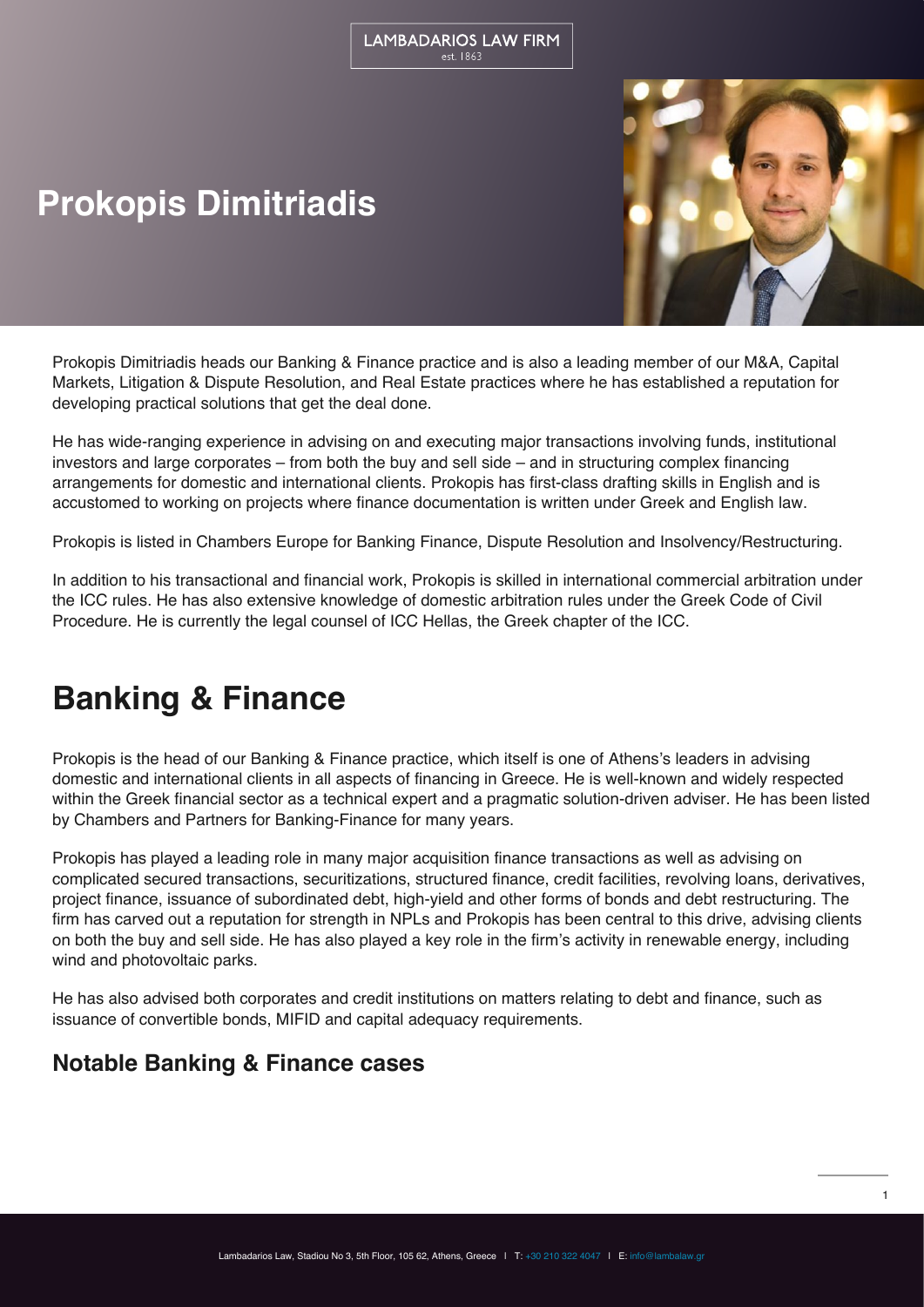# Prokopis Dimitriadis

Prokopis Dimitriadis heads our Banking & Finance practice and is also a leading member of our M&A, Capital Markets, Litigation & Dispute Resolution, and Real Estate practices where he has established a reputation for developing practical solutions that get the deal done.

He has wide-ranging experience in advising on and executing major transactions involving funds, institutional investors and large corporates – from both the buy and sell side – and in structuring complex financing arrangements for domestic and international clients. Prokopis has first-class drafting skills in English and is accustomed to working on projects where finance documentation is written under Greek and English law.

Prokopis is listed in Chambers Europe for Banking Finance, Dispute Resolution and Insolvency/Restructuring.

In addition to his transactional and financial work, Prokopis is skilled in international commercial arbitration under the ICC rules. He has also extensive knowledge of domestic arbitration rules under the Greek Code of Civil Procedure. He is currently the legal counsel of ICC Hellas, the Greek chapter of the ICC.

# Banking & Finance

Prokopis is the head of our Banking & Finance practice, which itself is one of Athens's leaders in advising domestic and international clients in all aspects of financing in Greece. He is well-known and widely respected within the Greek financial sector as a technical expert and a pragmatic solution-driven adviser. He has been listed by Chambers and Partners for Banking-Finance for many years.

Prokopis has played a leading role in many major acquisition finance transactions as well as advising on complicated secured transactions, securitizations, structured finance, credit facilities, revolving loans, derivatives, project finance, issuance of subordinated debt, high-yield and other forms of bonds and debt restructuring. The firm has carved out a reputation for strength in NPLs and Prokopis has been central to this drive, advising clients on both the buy and sell side. He has also played a key role in the firm's activity in renewable energy, including wind and photovoltaic parks.

He has also advised both corporates and credit institutions on matters relating to debt and finance, such as issuance of convertible bonds, MIFID and capital adequacy requirements.

## Notable Banking & Finance cases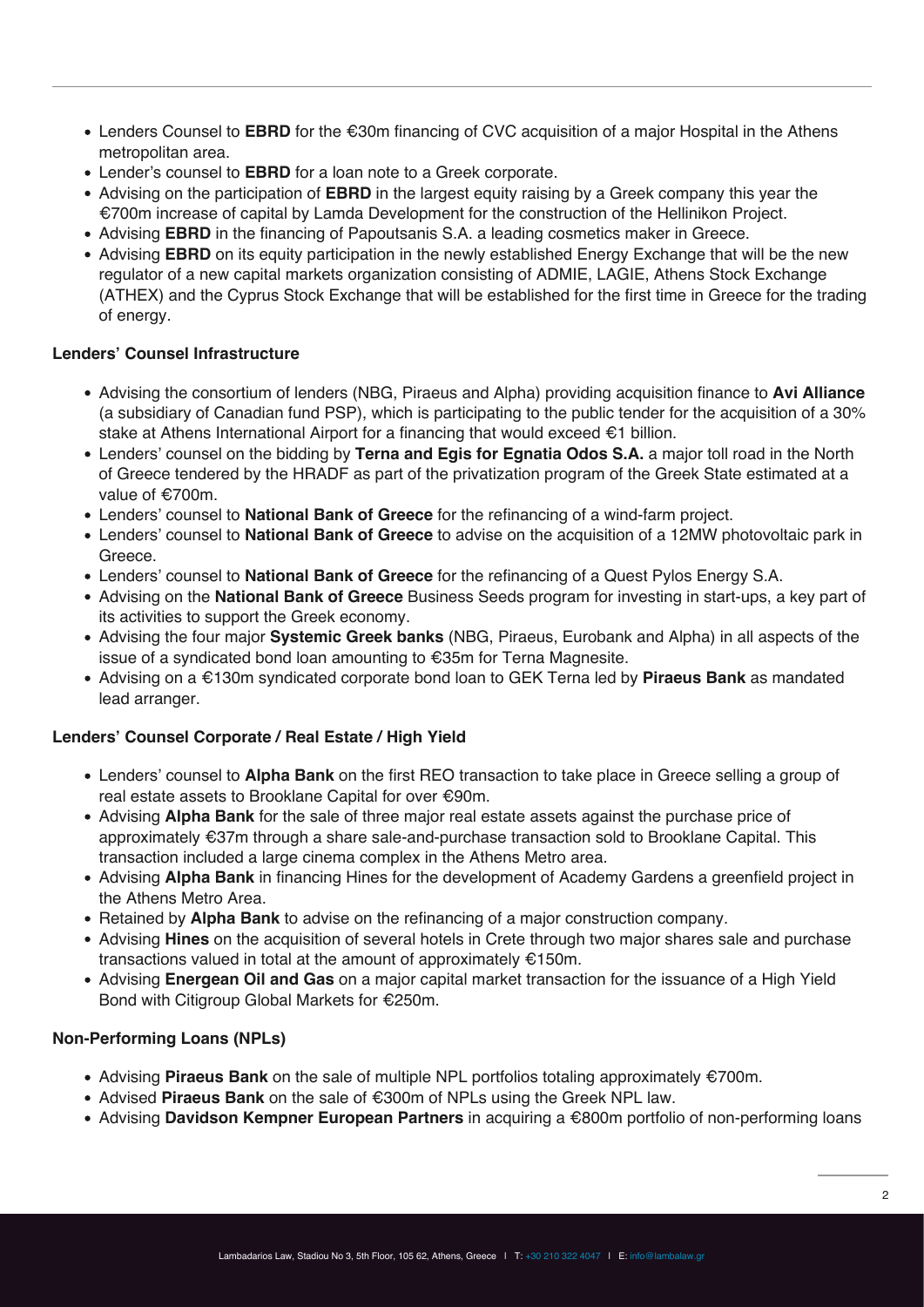- Lenders Counsel to **EBRD** for the €30m financing of CVC acquisition of a major Hospital in the Athens metropolitan area.
- Lender's counsel to **EBRD** for a loan note to a Greek corporate.
- Advising on the participation of **EBRD** in the largest equity raising by a Greek company this year the €700m increase of capital by Lamda Development for the construction of the Hellinikon Project.
- Advising **EBRD** in the financing of Papoutsanis S.A. a leading cosmetics maker in Greece.
- Advising **EBRD** on its equity participation in the newly established Energy Exchange that will be the new regulator of a new capital markets organization consisting of ADMIE, LAGIE, Athens Stock Exchange (ATHEX) and the Cyprus Stock Exchange that will be established for the first time in Greece for the trading of energy.

**Lenders' Counsel Infrastructure**

- Advising the consortium of lenders (NBG, Piraeus and Alpha) providing acquisition finance to **Avi Alliance** (a subsidiary of Canadian fund PSP), which is participating to the public tender for the acquisition of a 30% stake at Athens International Airport for a financing that would exceed €1 billion.
- Lenders' counsel on the bidding by **Terna and Egis for Egnatia Odos S.A.** a major toll road in the North of Greece tendered by the HRADF as part of the privatization program of the Greek State estimated at a value of €700m.
- Lenders' counsel to **National Bank of Greece** for the refinancing of a wind-farm project.
- Lenders' counsel to **National Bank of Greece** to advise on the acquisition of a 12MW photovoltaic park in Greece.
- Lenders' counsel to **National Bank of Greece** for the refinancing of a Quest Pylos Energy S.A.
- Advising on the **National Bank of Greece** Business Seeds program for investing in start-ups, a key part of its activities to support the Greek economy.
- Advising the four major **Systemic Greek banks** (NBG, Piraeus, Eurobank and Alpha) in all aspects of the issue of a syndicated bond loan amounting to €35m for Terna Magnesite.
- Advising on a €130m syndicated corporate bond loan to GEK Terna led by **Piraeus Bank** as mandated lead arranger.

**Lenders' Counsel Corporate / Real Estate / High Yield**

- Lenders' counsel to **Alpha Bank** on the first REO transaction to take place in Greece selling a group of real estate assets to Brooklane Capital for over €90m.
- Advising **Alpha Bank** for the sale of three major real estate assets against the purchase price of approximately €37m through a share sale-and-purchase transaction sold to Brooklane Capital. This transaction included a large cinema complex in the Athens Metro area.
- Advising **Alpha Bank** in financing Hines for the development of Academy Gardens a greenfield project in the Athens Metro Area.
- Retained by **Alpha Bank** to advise on the refinancing of a major construction company.
- Advising **Hines** on the acquisition of several hotels in Crete through two major shares sale and purchase transactions valued in total at the amount of approximately €150m.
- Advising **Energean Oil and Gas** on a major capital market transaction for the issuance of a High Yield Bond with Citigroup Global Markets for €250m.

**Non-Performing Loans (NPLs)**

- Advising **Piraeus Bank** on the sale of multiple NPL portfolios totaling approximately €700m.
- Advised **Piraeus Bank** on the sale of €300m of NPLs using the Greek NPL law.
- Advising **Davidson Kempner European Partners** in acquiring a €800m portfolio of non-performing loans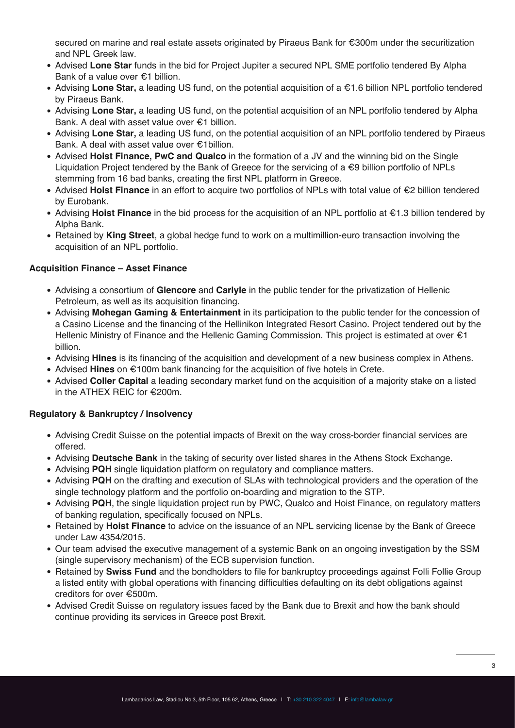secured on marine and real estate assets originated by Piraeus Bank for €300m under the securitization and NPL Greek law.

- Advised **Lone Star** funds in the bid for Project Jupiter a secured NPL SME portfolio tendered By Alpha Bank of a value over €1 billion.
- Advising **Lone Star,** a leading US fund, on the potential acquisition of a €1.6 billion NPL portfolio tendered by Piraeus Bank.
- Advising **Lone Star,** a leading US fund, on the potential acquisition of an NPL portfolio tendered by Alpha Bank. A deal with asset value over €1 billion.
- Advising **Lone Star,** a leading US fund, on the potential acquisition of an NPL portfolio tendered by Piraeus Bank. A deal with asset value over €1billion.
- Advised **Hoist Finance, PwC and Qualco** in the formation of a JV and the winning bid on the Single Liquidation Project tendered by the Bank of Greece for the servicing of a €9 billion portfolio of NPLs stemming from 16 bad banks, creating the first NPL platform in Greece.
- Advised **Hoist Finance** in an effort to acquire two portfolios of NPLs with total value of €2 billion tendered by Eurobank.
- Advising **Hoist Finance** in the bid process for the acquisition of an NPL portfolio at €1.3 billion tendered by Alpha Bank.
- Retained by **King Street**, a global hedge fund to work on a multimillion-euro transaction involving the acquisition of an NPL portfolio.

**Acquisition Finance – Asset Finance**

- Advising a consortium of **Glencore** and **Carlyle** in the public tender for the privatization of Hellenic Petroleum, as well as its acquisition financing.
- Advising **Mohegan Gaming & Entertainment** in its participation to the public tender for the concession of a Casino License and the financing of the Hellinikon Integrated Resort Casino. Project tendered out by the Hellenic Ministry of Finance and the Hellenic Gaming Commission. This project is estimated at over €1 billion.
- Advising **Hines** is its financing of the acquisition and development of a new business complex in Athens.
- Advised **Hines** on €100m bank financing for the acquisition of five hotels in Crete.
- Advised **Coller Capital** a leading secondary market fund on the acquisition of a majority stake on a listed in the ATHEX REIC for €200m.

**Regulatory & Bankruptcy / Insolvency**

- Advising Credit Suisse on the potential impacts of Brexit on the way cross-border financial services are offered.
- Advising **Deutsche Bank** in the taking of security over listed shares in the Athens Stock Exchange.
- Advising **PQH** single liquidation platform on regulatory and compliance matters.
- Advising **PQH** on the drafting and execution of SLAs with technological providers and the operation of the single technology platform and the portfolio on-boarding and migration to the STP.
- Advising **PQH**, the single liquidation project run by PWC, Qualco and Hoist Finance, on regulatory matters of banking regulation, specifically focused on NPLs.
- Retained by **Hoist Finance** to advice on the issuance of an NPL servicing license by the Bank of Greece under Law 4354/2015.
- Our team advised the executive management of a systemic Bank on an ongoing investigation by the SSM (single supervisory mechanism) of the ECB supervision function.
- Retained by **Swiss Fund** and the bondholders to file for bankruptcy proceedings against Folli Follie Group a listed entity with global operations with financing difficulties defaulting on its debt obligations against creditors for over €500m.
- Advised Credit Suisse on regulatory issues faced by the Bank due to Brexit and how the bank should continue providing its services in Greece post Brexit.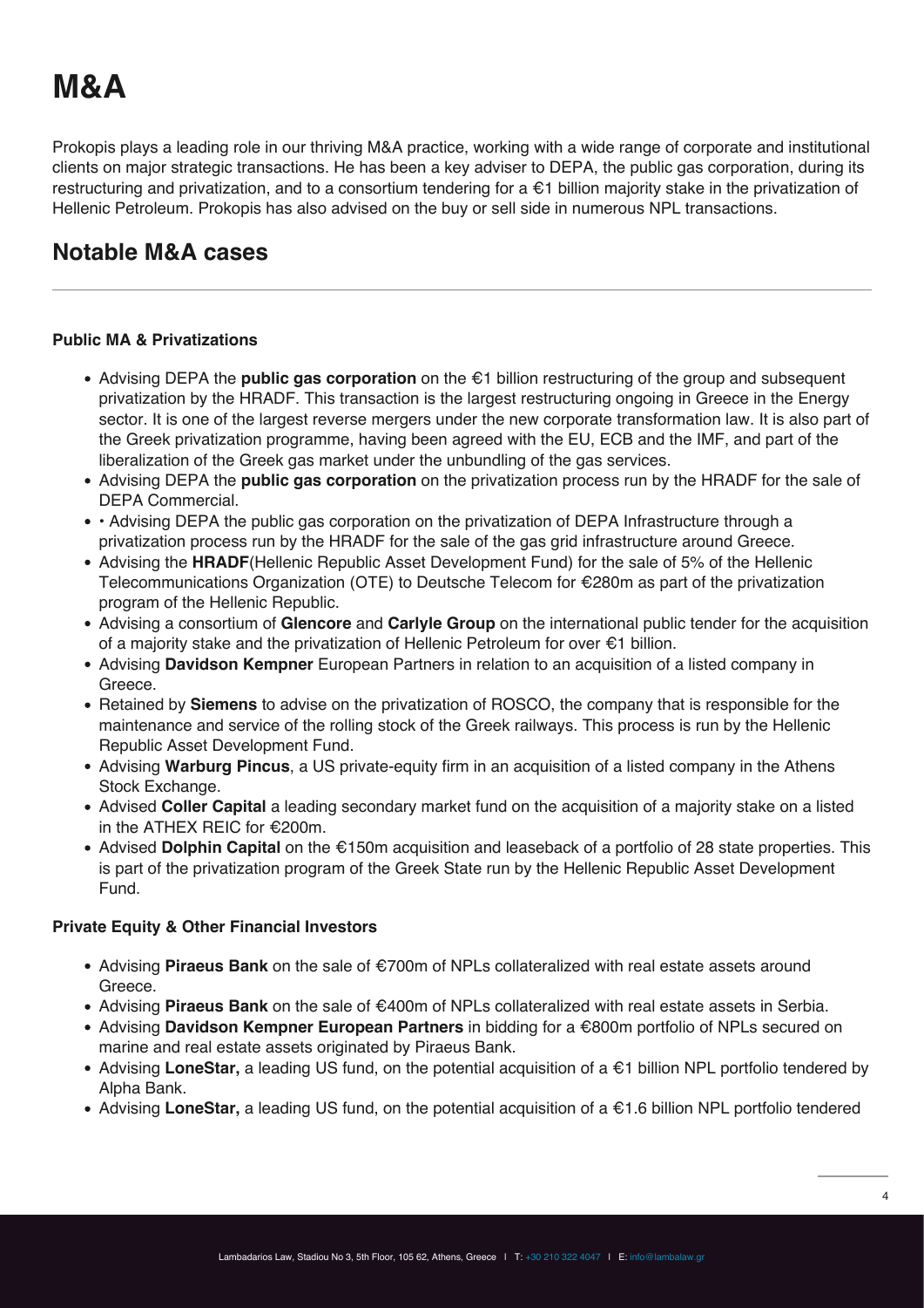# M&A

Prokopis plays a leading role in our thriving M&A practice, working with a wide range of corporate and institutional clients on major strategic transactions. He has been a key adviser to DEPA, the public gas corporation, during its restructuring and privatization, and to a consortium tendering for a €1 billion majority stake in the privatization of Hellenic Petroleum. Prokopis has also advised on the buy or sell side in numerous NPL transactions.

## Notable M&A cases

---

**Public MA & Privatizations**

- Advising DEPA the **public gas corporation** on the €1 billion restructuring of the group and subsequent privatization by the HRADF. This transaction is the largest restructuring ongoing in Greece in the Energy sector. It is one of the largest reverse mergers under the new corporate transformation law. It is also part of the Greek privatization programme, having been agreed with the EU, ECB and the IMF, and part of the liberalization of the Greek gas market under the unbundling of the gas services.
- Advising DEPA the **public gas corporation** on the privatization process run by the HRADF for the sale of DEPA Commercial.
- • Advising DEPA the public gas corporation on the privatization of DEPA Infrastructure through a privatization process run by the HRADF for the sale of the gas grid infrastructure around Greece.
- Advising the **HRADF**(Hellenic Republic Asset Development Fund) for the sale of 5% of the Hellenic Telecommunications Organization (OTE) to Deutsche Telecom for €280m as part of the privatization program of the Hellenic Republic.
- Advising a consortium of **Glencore** and **Carlyle Group** on the international public tender for the acquisition of a majority stake and the privatization of Hellenic Petroleum for over €1 billion.
- Advising **Davidson Kempner** European Partners in relation to an acquisition of a listed company in Greece.
- Retained by **Siemens** to advise on the privatization of ROSCO, the company that is responsible for the maintenance and service of the rolling stock of the Greek railways. This process is run by the Hellenic Republic Asset Development Fund.
- Advising **Warburg Pincus**, a US private-equity firm in an acquisition of a listed company in the Athens Stock Exchange.
- Advised **Coller Capital** a leading secondary market fund on the acquisition of a majority stake on a listed in the ATHEX REIC for €200m.
- Advised **Dolphin Capital** on the €150m acquisition and leaseback of a portfolio of 28 state properties. This is part of the privatization program of the Greek State run by the Hellenic Republic Asset Development Fund.

**Private Equity & Other Financial Investors**

- Advising **Piraeus Bank** on the sale of €700m of NPLs collateralized with real estate assets around Greece.
- Advising **Piraeus Bank** on the sale of €400m of NPLs collateralized with real estate assets in Serbia.
- Advising **Davidson Kempner European Partners** in bidding for a €800m portfolio of NPLs secured on marine and real estate assets originated by Piraeus Bank.
- Advising **LoneStar,** a leading US fund, on the potential acquisition of a €1 billion NPL portfolio tendered by Alpha Bank.
- Advising **LoneStar,** a leading US fund, on the potential acquisition of a €1.6 billion NPL portfolio tendered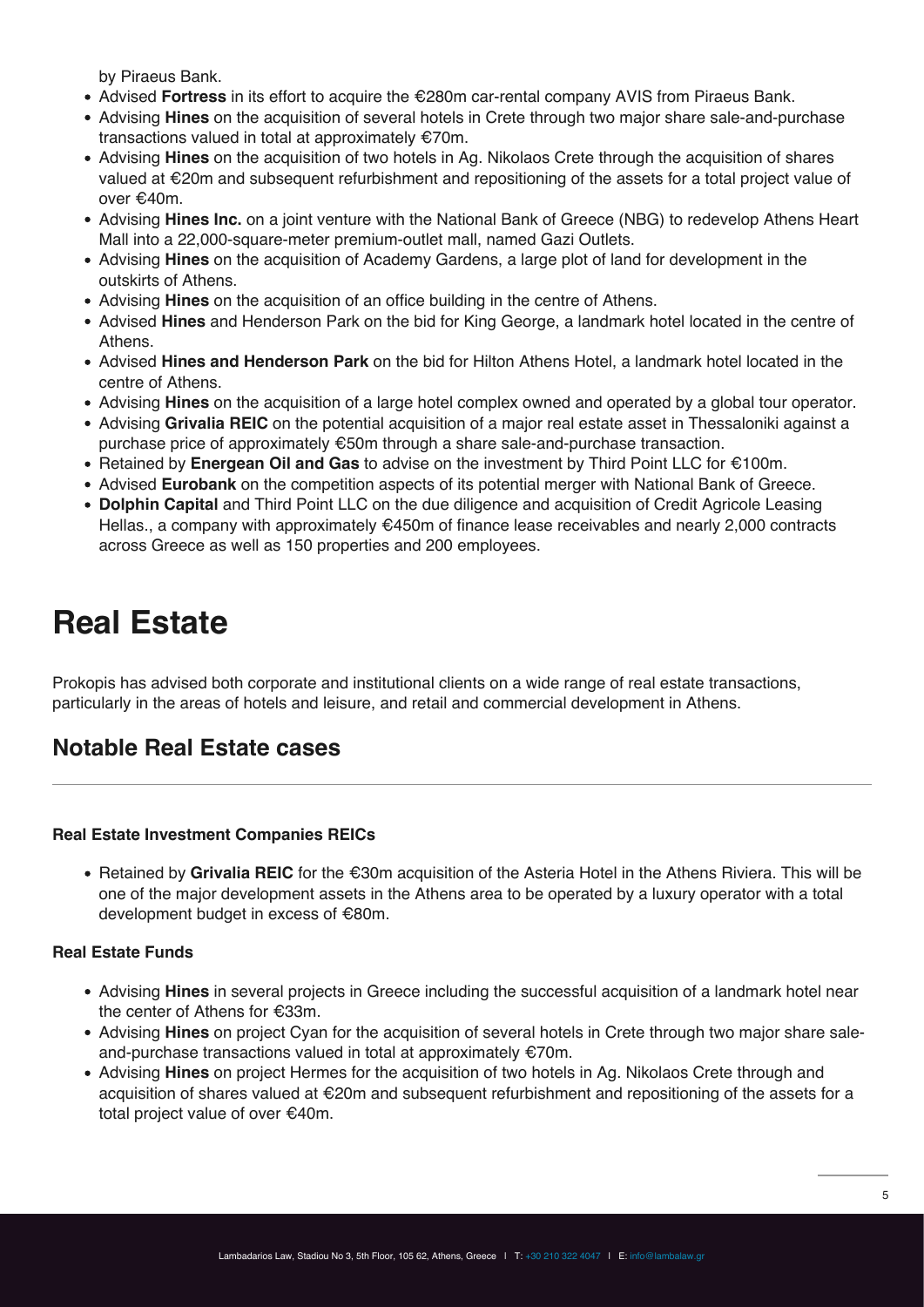by Piraeus Bank.

- Advised **Fortress** in its effort to acquire the €280m car-rental company AVIS from Piraeus Bank.
- Advising **Hines** on the acquisition of several hotels in Crete through two major share sale-and-purchase transactions valued in total at approximately €70m.
- Advising **Hines** on the acquisition of two hotels in Ag. Nikolaos Crete through the acquisition of shares valued at €20m and subsequent refurbishment and repositioning of the assets for a total project value of over €40m.
- Advising **Hines Inc.** on a joint venture with the National Bank of Greece (NBG) to redevelop Athens Heart Mall into a 22,000-square-meter premium-outlet mall, named Gazi Outlets.
- Advising **Hines** on the acquisition of Academy Gardens, a large plot of land for development in the outskirts of Athens.
- Advising **Hines** on the acquisition of an office building in the centre of Athens.
- Advised **Hines** and Henderson Park on the bid for King George, a landmark hotel located in the centre of Athens.
- Advised **Hines and Henderson Park** on the bid for Hilton Athens Hotel, a landmark hotel located in the centre of Athens.
- Advising **Hines** on the acquisition of a large hotel complex owned and operated by a global tour operator.
- Advising **Grivalia REIC** on the potential acquisition of a major real estate asset in Thessaloniki against a purchase price of approximately €50m through a share sale-and-purchase transaction.
- Retained by **Energean Oil and Gas** to advise on the investment by Third Point LLC for €100m.
- Advised **Eurobank** on the competition aspects of its potential merger with National Bank of Greece.
- **Dolphin Capital** and Third Point LLC on the due diligence and acquisition of Credit Agricole Leasing Hellas., a company with approximately €450m of finance lease receivables and nearly 2,000 contracts across Greece as well as 150 properties and 200 employees.

# Real Estate

Prokopis has advised both corporate and institutional clients on a wide range of real estate transactions, particularly in the areas of hotels and leisure, and retail and commercial development in Athens.

## Notable Real Estate cases

**Real Estate Investment Companies REICs**

- Retained by **Grivalia REIC** for the €30m acquisition of the Asteria Hotel in the Athens Riviera. This will be one of the major development assets in the Athens area to be operated by a luxury operator with a total development budget in excess of €80m.

**Real Estate Funds**

- Advising **Hines** in several projects in Greece including the successful acquisition of a landmark hotel near the center of Athens for €33m.
- Advising **Hines** on project Cyan for the acquisition of several hotels in Crete through two major share sale-and-purchase transactions valued in total at approximately €70m.
- Advising **Hines** on project Hermes for the acquisition of two hotels in Ag. Nikolaos Crete through and acquisition of shares valued at €20m and subsequent refurbishment and repositioning of the assets for a total project value of over €40m.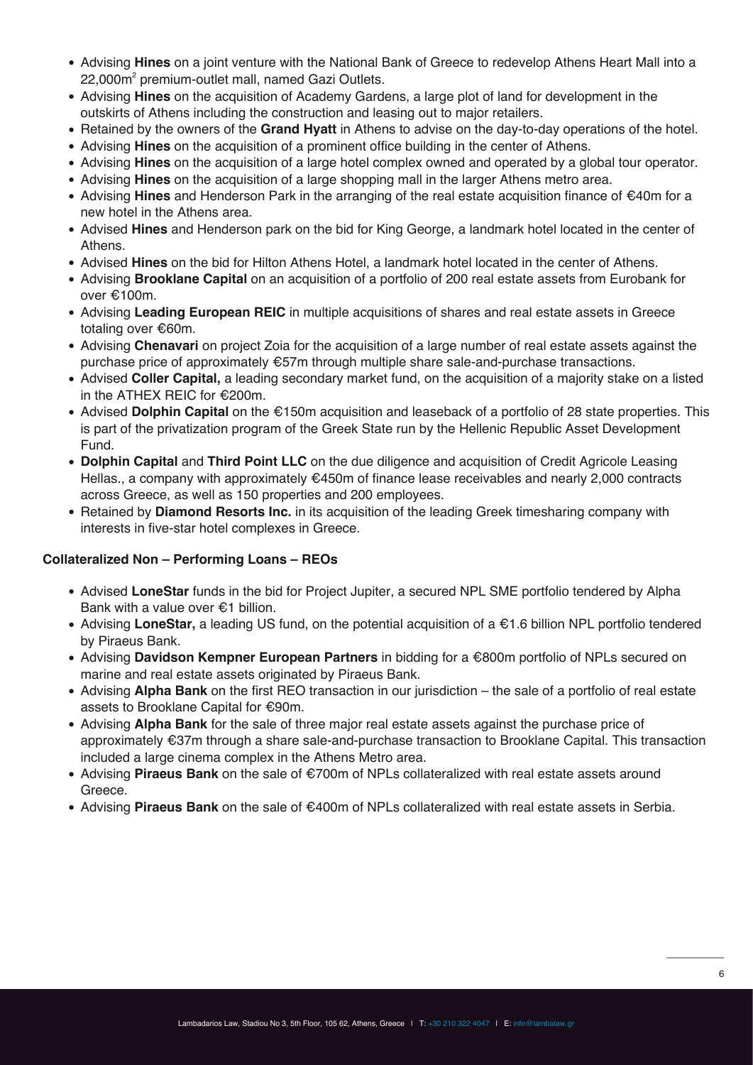- Advising **Hines** on a joint venture with the National Bank of Greece to redevelop Athens Heart Mall into a 22,000m$^2$ premium-outlet mall, named Gazi Outlets.
- Advising **Hines** on the acquisition of Academy Gardens, a large plot of land for development in the outskirts of Athens including the construction and leasing out to major retailers.
- Retained by the owners of the **Grand Hyatt** in Athens to advise on the day-to-day operations of the hotel.
- Advising **Hines** on the acquisition of a prominent office building in the center of Athens.
- Advising **Hines** on the acquisition of a large hotel complex owned and operated by a global tour operator.
- Advising **Hines** on the acquisition of a large shopping mall in the larger Athens metro area.
- Advising **Hines** and Henderson Park in the arranging of the real estate acquisition finance of €40m for a new hotel in the Athens area.
- Advised **Hines** and Henderson park on the bid for King George, a landmark hotel located in the center of Athens.
- Advised **Hines** on the bid for Hilton Athens Hotel, a landmark hotel located in the center of Athens.
- Advising **Brooklane Capital** on an acquisition of a portfolio of 200 real estate assets from Eurobank for over €100m.
- Advising **Leading European REIC** in multiple acquisitions of shares and real estate assets in Greece totaling over €60m.
- Advising **Chenavari** on project Zoia for the acquisition of a large number of real estate assets against the purchase price of approximately €57m through multiple share sale-and-purchase transactions.
- Advised **Coller Capital,** a leading secondary market fund, on the acquisition of a majority stake on a listed in the ATHEX REIC for €200m.
- Advised **Dolphin Capital** on the €150m acquisition and leaseback of a portfolio of 28 state properties. This is part of the privatization program of the Greek State run by the Hellenic Republic Asset Development Fund.
- **Dolphin Capital** and **Third Point LLC** on the due diligence and acquisition of Credit Agricole Leasing Hellas., a company with approximately €450m of finance lease receivables and nearly 2,000 contracts across Greece, as well as 150 properties and 200 employees.
- Retained by **Diamond Resorts Inc.** in its acquisition of the leading Greek timesharing company with interests in five-star hotel complexes in Greece.

**Collateralized Non – Performing Loans – REOs**

- Advised **LoneStar** funds in the bid for Project Jupiter, a secured NPL SME portfolio tendered by Alpha Bank with a value over €1 billion.
- Advising **LoneStar,** a leading US fund, on the potential acquisition of a €1.6 billion NPL portfolio tendered by Piraeus Bank.
- Advising **Davidson Kempner European Partners** in bidding for a €800m portfolio of NPLs secured on marine and real estate assets originated by Piraeus Bank.
- Advising **Alpha Bank** on the first REO transaction in our jurisdiction – the sale of a portfolio of real estate assets to Brooklane Capital for €90m.
- Advising **Alpha Bank** for the sale of three major real estate assets against the purchase price of approximately €37m through a share sale-and-purchase transaction to Brooklane Capital. This transaction included a large cinema complex in the Athens Metro area.
- Advising **Piraeus Bank** on the sale of €700m of NPLs collateralized with real estate assets around Greece.
- Advising **Piraeus Bank** on the sale of €400m of NPLs collateralized with real estate assets in Serbia.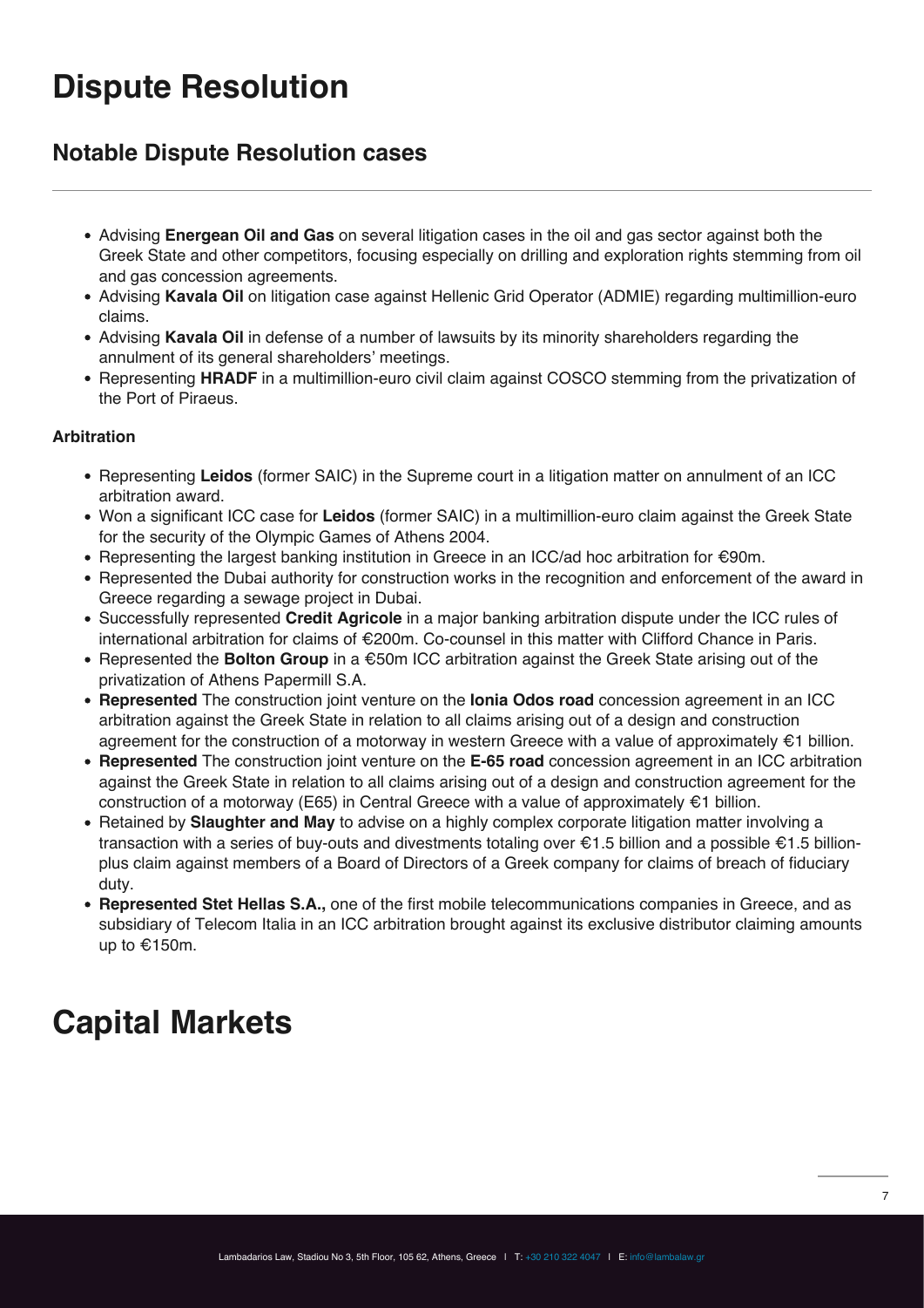# Dispute Resolution

## Notable Dispute Resolution cases

- Advising **Energean Oil and Gas** on several litigation cases in the oil and gas sector against both the Greek State and other competitors, focusing especially on drilling and exploration rights stemming from oil and gas concession agreements.
- Advising **Kavala Oil** on litigation case against Hellenic Grid Operator (ADMIE) regarding multimillion-euro claims.
- Advising **Kavala Oil** in defense of a number of lawsuits by its minority shareholders regarding the annulment of its general shareholders' meetings.
- Representing **HRADF** in a multimillion-euro civil claim against COSCO stemming from the privatization of the Port of Piraeus.

**Arbitration**

- Representing **Leidos** (former SAIC) in the Supreme court in a litigation matter on annulment of an ICC arbitration award.
- Won a significant ICC case for **Leidos** (former SAIC) in a multimillion-euro claim against the Greek State for the security of the Olympic Games of Athens 2004.
- Representing the largest banking institution in Greece in an ICC/ad hoc arbitration for €90m.
- Represented the Dubai authority for construction works in the recognition and enforcement of the award in Greece regarding a sewage project in Dubai.
- Successfully represented **Credit Agricole** in a major banking arbitration dispute under the ICC rules of international arbitration for claims of €200m. Co-counsel in this matter with Clifford Chance in Paris.
- Represented the **Bolton Group** in a €50m ICC arbitration against the Greek State arising out of the privatization of Athens Papermill S.A.
- **Represented** The construction joint venture on the **Ionia Odos road** concession agreement in an ICC arbitration against the Greek State in relation to all claims arising out of a design and construction agreement for the construction of a motorway in western Greece with a value of approximately €1 billion.
- **Represented** The construction joint venture on the **E-65 road** concession agreement in an ICC arbitration against the Greek State in relation to all claims arising out of a design and construction agreement for the construction of a motorway (E65) in Central Greece with a value of approximately €1 billion.
- Retained by **Slaughter and May** to advise on a highly complex corporate litigation matter involving a transaction with a series of buy-outs and divestments totaling over €1.5 billion and a possible €1.5 billion-plus claim against members of a Board of Directors of a Greek company for claims of breach of fiduciary duty.
- **Represented Stet Hellas S.A.,** one of the first mobile telecommunications companies in Greece, and as subsidiary of Telecom Italia in an ICC arbitration brought against its exclusive distributor claiming amounts up to €150m.

# Capital Markets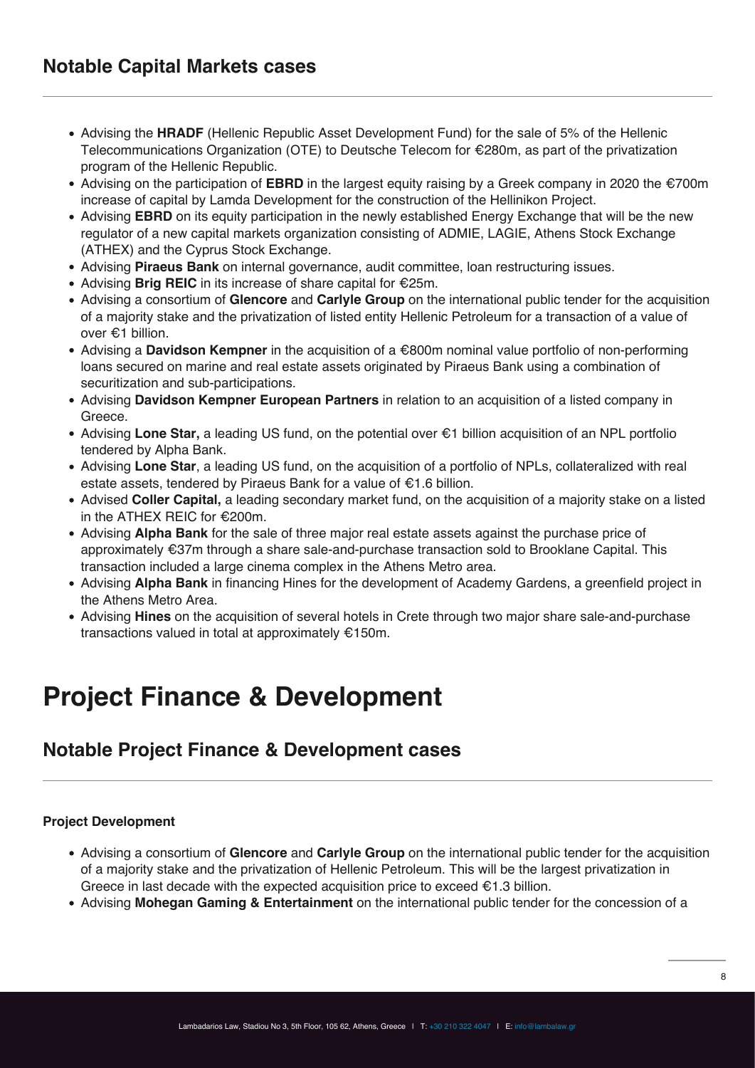## Notable Capital Markets cases

- Advising the **HRADF** (Hellenic Republic Asset Development Fund) for the sale of 5% of the Hellenic Telecommunications Organization (OTE) to Deutsche Telecom for €280m, as part of the privatization program of the Hellenic Republic.
- Advising on the participation of **EBRD** in the largest equity raising by a Greek company in 2020 the €700m increase of capital by Lamda Development for the construction of the Hellinikon Project.
- Advising **EBRD** on its equity participation in the newly established Energy Exchange that will be the new regulator of a new capital markets organization consisting of ADMIE, LAGIE, Athens Stock Exchange (ATHEX) and the Cyprus Stock Exchange.
- Advising **Piraeus Bank** on internal governance, audit committee, loan restructuring issues.
- Advising **Brig REIC** in its increase of share capital for €25m.
- Advising a consortium of **Glencore** and **Carlyle Group** on the international public tender for the acquisition of a majority stake and the privatization of listed entity Hellenic Petroleum for a transaction of a value of over €1 billion.
- Advising a **Davidson Kempner** in the acquisition of a €800m nominal value portfolio of non-performing loans secured on marine and real estate assets originated by Piraeus Bank using a combination of securitization and sub-participations.
- Advising **Davidson Kempner European Partners** in relation to an acquisition of a listed company in Greece.
- Advising **Lone Star,** a leading US fund, on the potential over €1 billion acquisition of an NPL portfolio tendered by Alpha Bank.
- Advising **Lone Star**, a leading US fund, on the acquisition of a portfolio of NPLs, collateralized with real estate assets, tendered by Piraeus Bank for a value of €1.6 billion.
- Advised **Coller Capital,** a leading secondary market fund, on the acquisition of a majority stake on a listed in the ATHEX REIC for €200m.
- Advising **Alpha Bank** for the sale of three major real estate assets against the purchase price of approximately €37m through a share sale-and-purchase transaction sold to Brooklane Capital. This transaction included a large cinema complex in the Athens Metro area.
- Advising **Alpha Bank** in financing Hines for the development of Academy Gardens, a greenfield project in the Athens Metro Area.
- Advising **Hines** on the acquisition of several hotels in Crete through two major share sale-and-purchase transactions valued in total at approximately €150m.

# Project Finance & Development

## Notable Project Finance & Development cases

**Project Development**

- Advising a consortium of **Glencore** and **Carlyle Group** on the international public tender for the acquisition of a majority stake and the privatization of Hellenic Petroleum. This will be the largest privatization in Greece in last decade with the expected acquisition price to exceed €1.3 billion.
- Advising **Mohegan Gaming & Entertainment** on the international public tender for the concession of a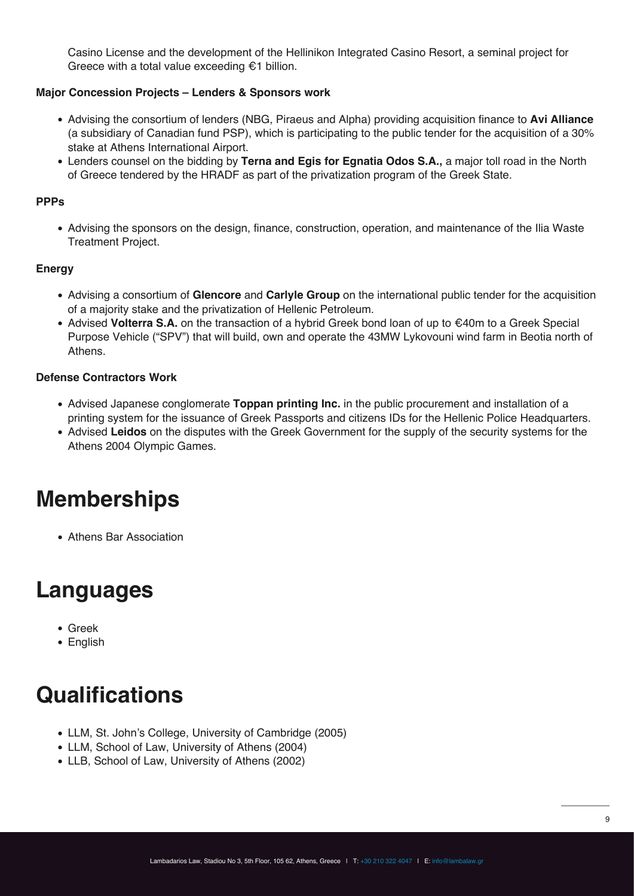Casino License and the development of the Hellinikon Integrated Casino Resort, a seminal project for Greece with a total value exceeding €1 billion.

**Major Concession Projects – Lenders & Sponsors work**

- Advising the consortium of lenders (NBG, Piraeus and Alpha) providing acquisition finance to **Avi Alliance** (a subsidiary of Canadian fund PSP), which is participating to the public tender for the acquisition of a 30% stake at Athens International Airport.
- Lenders counsel on the bidding by **Terna and Egis for Egnatia Odos S.A.,** a major toll road in the North of Greece tendered by the HRADF as part of the privatization program of the Greek State.

**PPPs**

- Advising the sponsors on the design, finance, construction, operation, and maintenance of the Ilia Waste Treatment Project.

**Energy**

- Advising a consortium of **Glencore** and **Carlyle Group** on the international public tender for the acquisition of a majority stake and the privatization of Hellenic Petroleum.
- Advised **Volterra S.A.** on the transaction of a hybrid Greek bond loan of up to €40m to a Greek Special Purpose Vehicle ("SPV") that will build, own and operate the 43MW Lykovouni wind farm in Beotia north of Athens.

**Defense Contractors Work**

- Advised Japanese conglomerate **Toppan printing Inc.** in the public procurement and installation of a printing system for the issuance of Greek Passports and citizens IDs for the Hellenic Police Headquarters.
- Advised **Leidos** on the disputes with the Greek Government for the supply of the security systems for the Athens 2004 Olympic Games.

# Memberships

- Athens Bar Association

# Languages

- Greek
- English

# Qualifications

- LLM, St. John's College, University of Cambridge (2005)
- LLM, School of Law, University of Athens (2004)
- LLB, School of Law, University of Athens (2002)